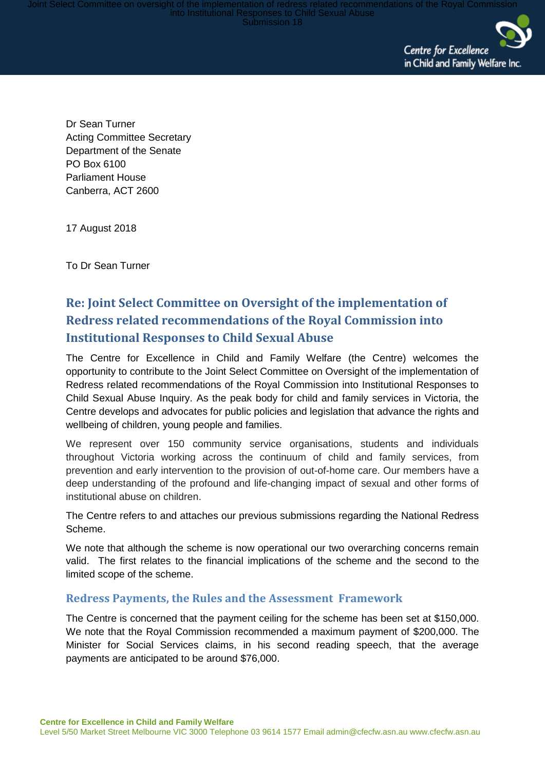Dr Sean Turner
Acting Committee Secretary
Department of the Senate
PO Box 6100
Parliament House
Canberra, ACT 2600

17 August 2018

To Dr Sean Turner

## Re: Joint Select Committee on Oversight of the implementation of Redress related recommendations of the Royal Commission into Institutional Responses to Child Sexual Abuse

The Centre for Excellence in Child and Family Welfare (the Centre) welcomes the opportunity to contribute to the Joint Select Committee on Oversight of the implementation of Redress related recommendations of the Royal Commission into Institutional Responses to Child Sexual Abuse Inquiry. As the peak body for child and family services in Victoria, the Centre develops and advocates for public policies and legislation that advance the rights and wellbeing of children, young people and families.

We represent over 150 community service organisations, students and individuals throughout Victoria working across the continuum of child and family services, from prevention and early intervention to the provision of out-of-home care. Our members have a deep understanding of the profound and life-changing impact of sexual and other forms of institutional abuse on children.

The Centre refers to and attaches our previous submissions regarding the National Redress Scheme.

We note that although the scheme is now operational our two overarching concerns remain valid. The first relates to the financial implications of the scheme and the second to the limited scope of the scheme.

### Redress Payments, the Rules and the Assessment Framework

The Centre is concerned that the payment ceiling for the scheme has been set at $150,000. We note that the Royal Commission recommended a maximum payment of $200,000. The Minister for Social Services claims, in his second reading speech, that the average payments are anticipated to be around $76,000.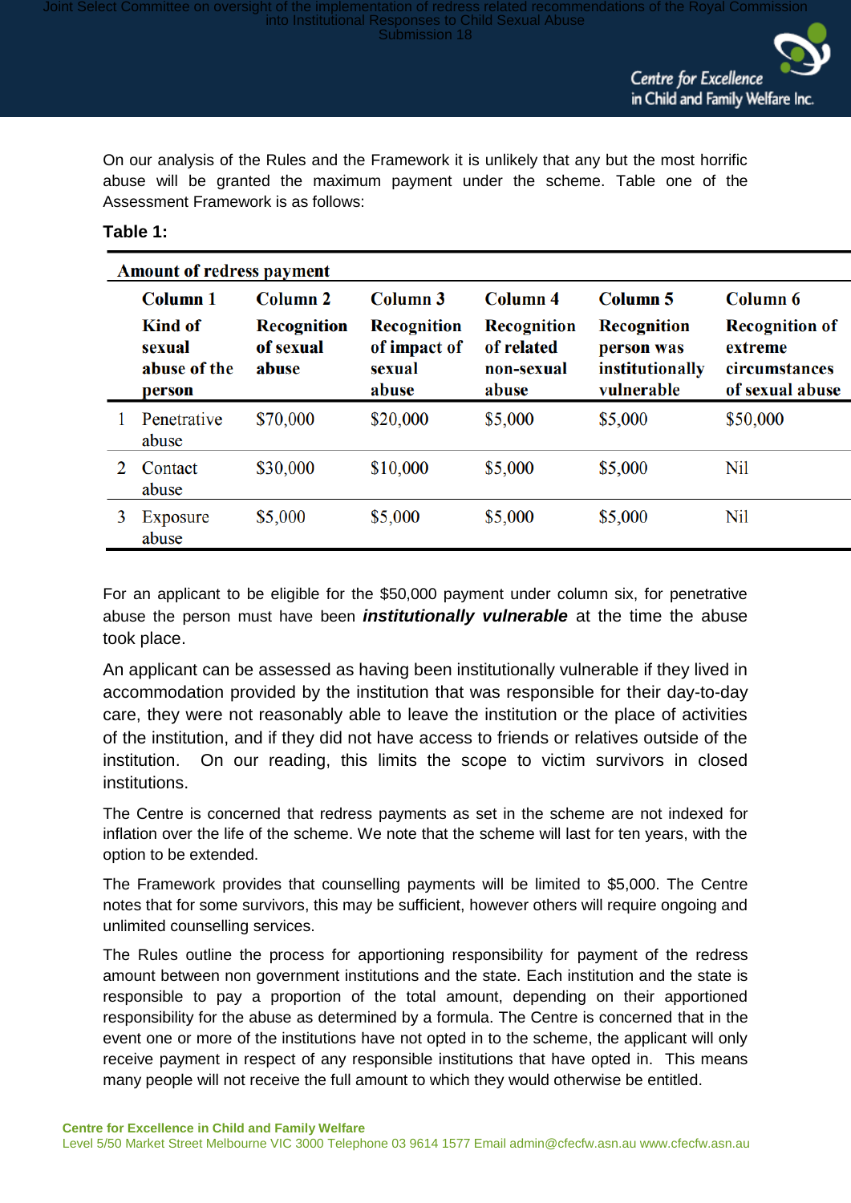On our analysis of the Rules and the Framework it is unlikely that any but the most horrific abuse will be granted the maximum payment under the scheme. Table one of the Assessment Framework is as follows:

**Table 1:**

| | **Amount of redress payment** | | | | | |
|---|---|---|---|---|---|---|
| | **Column 1** **Kind of sexual abuse of the person** | **Column 2** **Recognition of sexual abuse** | **Column 3** **Recognition of impact of sexual abuse** | **Column 4** **Recognition of related non-sexual abuse** | **Column 5** **Recognition person was institutionally vulnerable** | **Column 6** **Recognition of extreme circumstances of sexual abuse** |
| 1 | Penetrative abuse | $70,000 | $20,000 | $5,000 | $5,000 | $50,000 |
| 2 | Contact abuse | $30,000 | $10,000 | $5,000 | $5,000 | Nil |
| 3 | Exposure abuse | $5,000 | $5,000 | $5,000 | $5,000 | Nil |

For an applicant to be eligible for the $50,000 payment under column six, for penetrative abuse the person must have been ***institutionally vulnerable*** at the time the abuse took place.

An applicant can be assessed as having been institutionally vulnerable if they lived in accommodation provided by the institution that was responsible for their day-to-day care, they were not reasonably able to leave the institution or the place of activities of the institution, and if they did not have access to friends or relatives outside of the institution. On our reading, this limits the scope to victim survivors in closed institutions.

The Centre is concerned that redress payments as set in the scheme are not indexed for inflation over the life of the scheme. We note that the scheme will last for ten years, with the option to be extended.

The Framework provides that counselling payments will be limited to $5,000. The Centre notes that for some survivors, this may be sufficient, however others will require ongoing and unlimited counselling services.

The Rules outline the process for apportioning responsibility for payment of the redress amount between non government institutions and the state. Each institution and the state is responsible to pay a proportion of the total amount, depending on their apportioned responsibility for the abuse as determined by a formula. The Centre is concerned that in the event one or more of the institutions have not opted in to the scheme, the applicant will only receive payment in respect of any responsible institutions that have opted in. This means many people will not receive the full amount to which they would otherwise be entitled.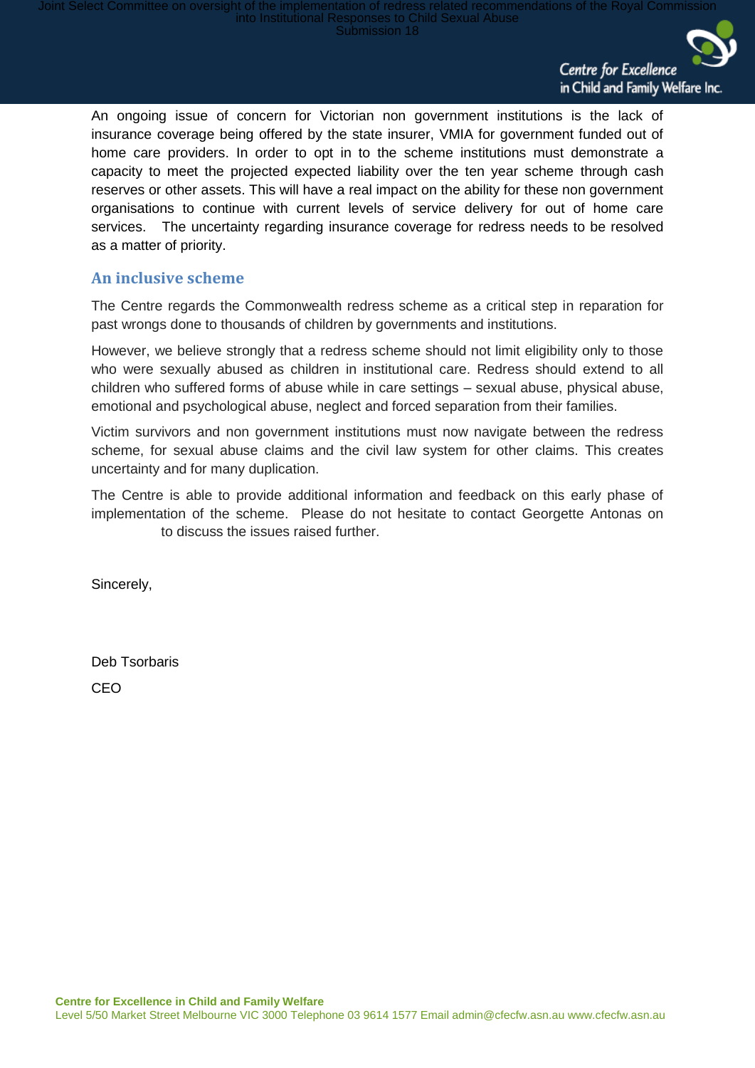An ongoing issue of concern for Victorian non government institutions is the lack of insurance coverage being offered by the state insurer, VMIA for government funded out of home care providers. In order to opt in to the scheme institutions must demonstrate a capacity to meet the projected expected liability over the ten year scheme through cash reserves or other assets. This will have a real impact on the ability for these non government organisations to continue with current levels of service delivery for out of home care services. The uncertainty regarding insurance coverage for redress needs to be resolved as a matter of priority.

## An inclusive scheme

The Centre regards the Commonwealth redress scheme as a critical step in reparation for past wrongs done to thousands of children by governments and institutions.

However, we believe strongly that a redress scheme should not limit eligibility only to those who were sexually abused as children in institutional care. Redress should extend to all children who suffered forms of abuse while in care settings – sexual abuse, physical abuse, emotional and psychological abuse, neglect and forced separation from their families.

Victim survivors and non government institutions must now navigate between the redress scheme, for sexual abuse claims and the civil law system for other claims. This creates uncertainty and for many duplication.

The Centre is able to provide additional information and feedback on this early phase of implementation of the scheme. Please do not hesitate to contact Georgette Antonas on to discuss the issues raised further.

Sincerely,

Deb Tsorbaris

CEO